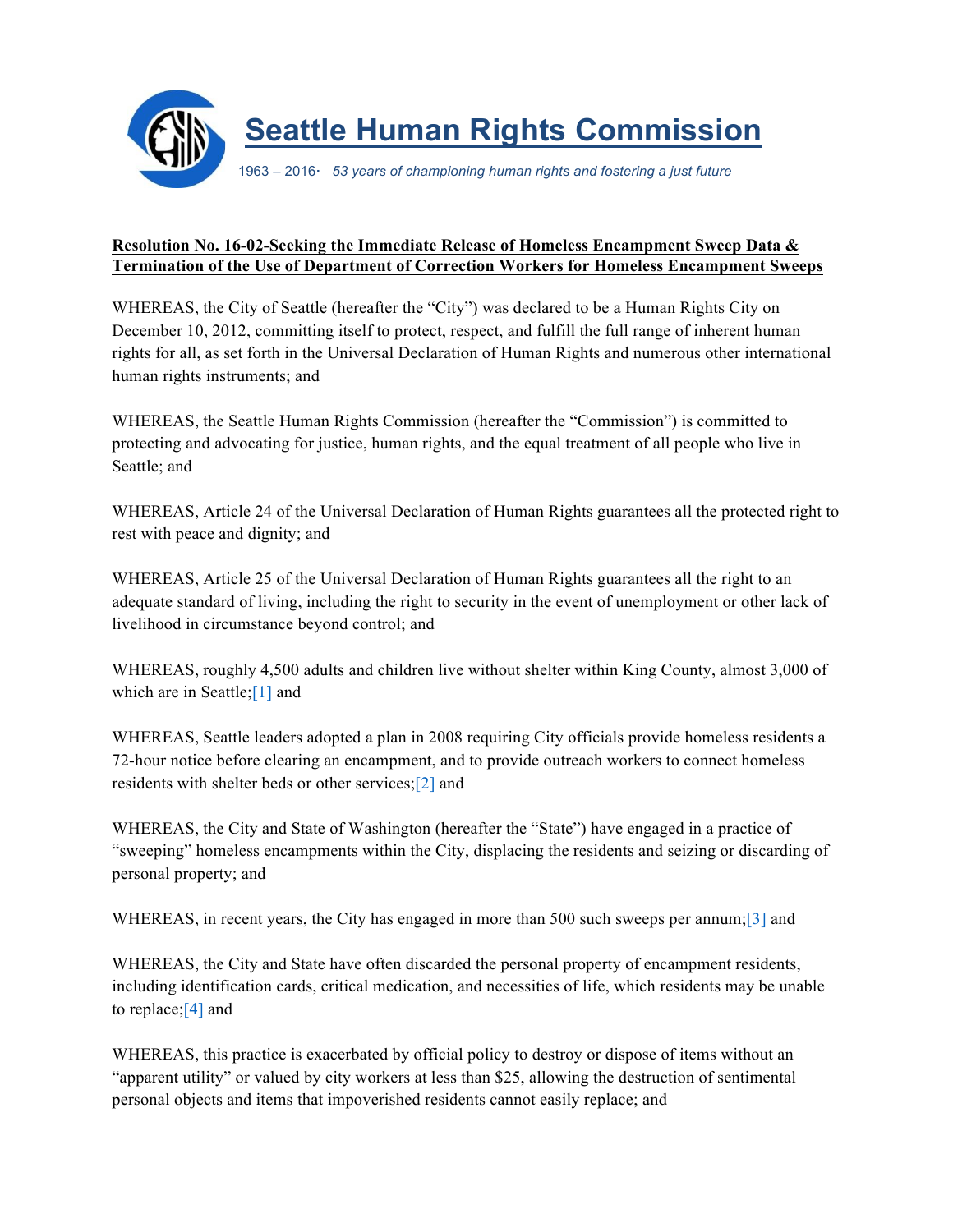# Seattle Human Rights Commission

*1963 – 2016· 53 years of championing human rights and fostering a just future*

**Resolution No. 16-02-Seeking the Immediate Release of Homeless Encampment Sweep Data & Termination of the Use of Department of Correction Workers for Homeless Encampment Sweeps**

WHEREAS, the City of Seattle (hereafter the "City") was declared to be a Human Rights City on December 10, 2012, committing itself to protect, respect, and fulfill the full range of inherent human rights for all, as set forth in the Universal Declaration of Human Rights and numerous other international human rights instruments; and

WHEREAS, the Seattle Human Rights Commission (hereafter the "Commission") is committed to protecting and advocating for justice, human rights, and the equal treatment of all people who live in Seattle; and

WHEREAS, Article 24 of the Universal Declaration of Human Rights guarantees all the protected right to rest with peace and dignity; and

WHEREAS, Article 25 of the Universal Declaration of Human Rights guarantees all the right to an adequate standard of living, including the right to security in the event of unemployment or other lack of livelihood in circumstance beyond control; and

WHEREAS, roughly 4,500 adults and children live without shelter within King County, almost 3,000 of which are in Seattle;[1] and

WHEREAS, Seattle leaders adopted a plan in 2008 requiring City officials provide homeless residents a 72-hour notice before clearing an encampment, and to provide outreach workers to connect homeless residents with shelter beds or other services;[2] and

WHEREAS, the City and State of Washington (hereafter the "State") have engaged in a practice of "sweeping" homeless encampments within the City, displacing the residents and seizing or discarding of personal property; and

WHEREAS, in recent years, the City has engaged in more than 500 such sweeps per annum;[3] and

WHEREAS, the City and State have often discarded the personal property of encampment residents, including identification cards, critical medication, and necessities of life, which residents may be unable to replace;[4] and

WHEREAS, this practice is exacerbated by official policy to destroy or dispose of items without an "apparent utility" or valued by city workers at less than $25, allowing the destruction of sentimental personal objects and items that impoverished residents cannot easily replace; and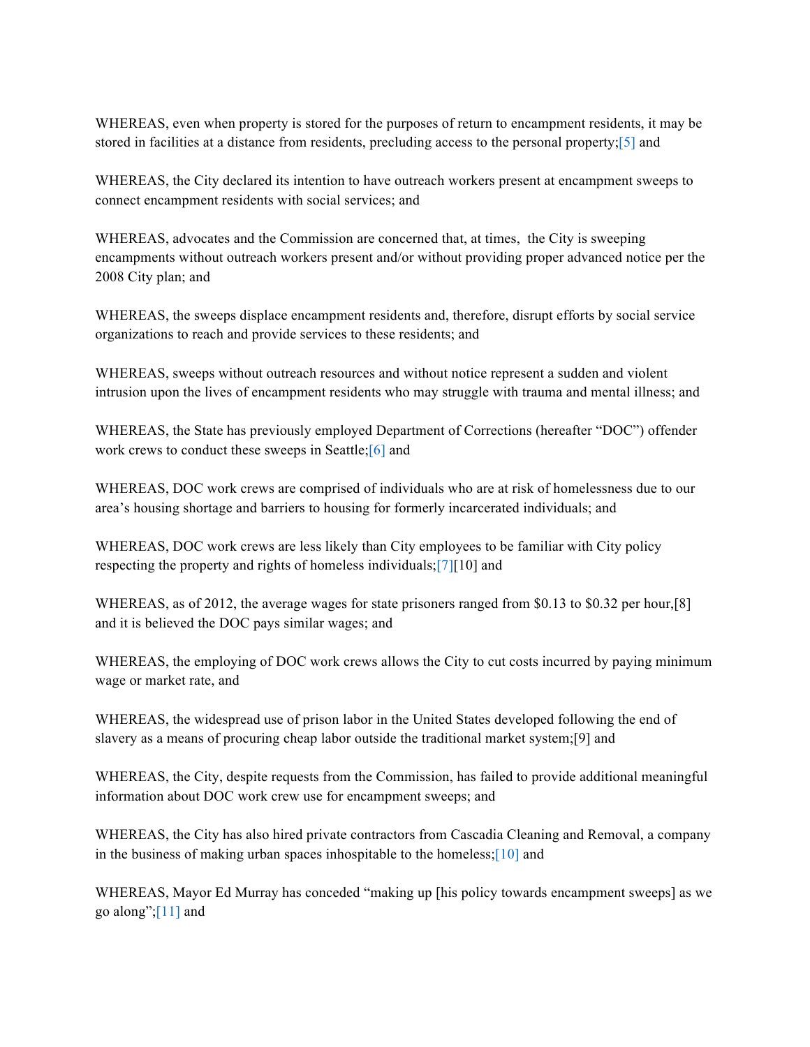WHEREAS, even when property is stored for the purposes of return to encampment residents, it may be stored in facilities at a distance from residents, precluding access to the personal property;[5] and

WHEREAS, the City declared its intention to have outreach workers present at encampment sweeps to connect encampment residents with social services; and

WHEREAS, advocates and the Commission are concerned that, at times, the City is sweeping encampments without outreach workers present and/or without providing proper advanced notice per the 2008 City plan; and

WHEREAS, the sweeps displace encampment residents and, therefore, disrupt efforts by social service organizations to reach and provide services to these residents; and

WHEREAS, sweeps without outreach resources and without notice represent a sudden and violent intrusion upon the lives of encampment residents who may struggle with trauma and mental illness; and

WHEREAS, the State has previously employed Department of Corrections (hereafter "DOC") offender work crews to conduct these sweeps in Seattle;[6] and

WHEREAS, DOC work crews are comprised of individuals who are at risk of homelessness due to our area's housing shortage and barriers to housing for formerly incarcerated individuals; and

WHEREAS, DOC work crews are less likely than City employees to be familiar with City policy respecting the property and rights of homeless individuals;[7][10] and

WHEREAS, as of 2012, the average wages for state prisoners ranged from $0.13 to $0.32 per hour,[8] and it is believed the DOC pays similar wages; and

WHEREAS, the employing of DOC work crews allows the City to cut costs incurred by paying minimum wage or market rate, and

WHEREAS, the widespread use of prison labor in the United States developed following the end of slavery as a means of procuring cheap labor outside the traditional market system;[9] and

WHEREAS, the City, despite requests from the Commission, has failed to provide additional meaningful information about DOC work crew use for encampment sweeps; and

WHEREAS, the City has also hired private contractors from Cascadia Cleaning and Removal, a company in the business of making urban spaces inhospitable to the homeless;[10] and

WHEREAS, Mayor Ed Murray has conceded "making up [his policy towards encampment sweeps] as we go along";[11] and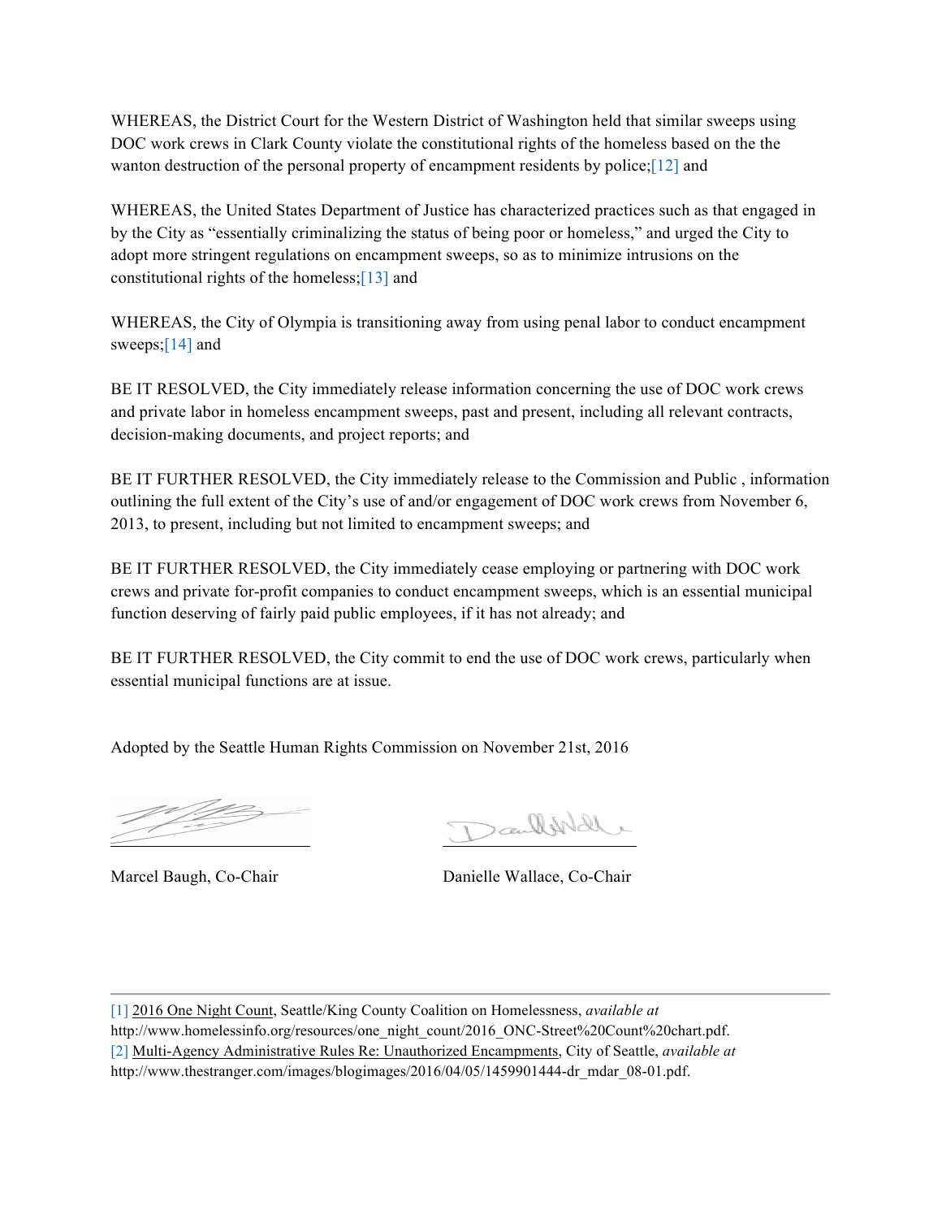WHEREAS, the District Court for the Western District of Washington held that similar sweeps using DOC work crews in Clark County violate the constitutional rights of the homeless based on the the wanton destruction of the personal property of encampment residents by police;[12] and

WHEREAS, the United States Department of Justice has characterized practices such as that engaged in by the City as "essentially criminalizing the status of being poor or homeless," and urged the City to adopt more stringent regulations on encampment sweeps, so as to minimize intrusions on the constitutional rights of the homeless;[13] and

WHEREAS, the City of Olympia is transitioning away from using penal labor to conduct encampment sweeps;[14] and

BE IT RESOLVED, the City immediately release information concerning the use of DOC work crews and private labor in homeless encampment sweeps, past and present, including all relevant contracts, decision-making documents, and project reports; and

BE IT FURTHER RESOLVED, the City immediately release to the Commission and Public , information outlining the full extent of the City's use of and/or engagement of DOC work crews from November 6, 2013, to present, including but not limited to encampment sweeps; and

BE IT FURTHER RESOLVED, the City immediately cease employing or partnering with DOC work crews and private for-profit companies to conduct encampment sweeps, which is an essential municipal function deserving of fairly paid public employees, if it has not already; and

BE IT FURTHER RESOLVED, the City commit to end the use of DOC work crews, particularly when essential municipal functions are at issue.

Adopted by the Seattle Human Rights Commission on November 21st, 2016

Marcel Baugh, Co-Chair

Danielle Wallace, Co-Chair

---

[1] 2016 One Night Count, Seattle/King County Coalition on Homelessness, *available at* http://www.homelessinfo.org/resources/one_night_count/2016_ONC-Street%20Count%20chart.pdf.

[2] Multi-Agency Administrative Rules Re: Unauthorized Encampments, City of Seattle, *available at* http://www.thestranger.com/images/blogimages/2016/04/05/1459901444-dr_mdar_08-01.pdf.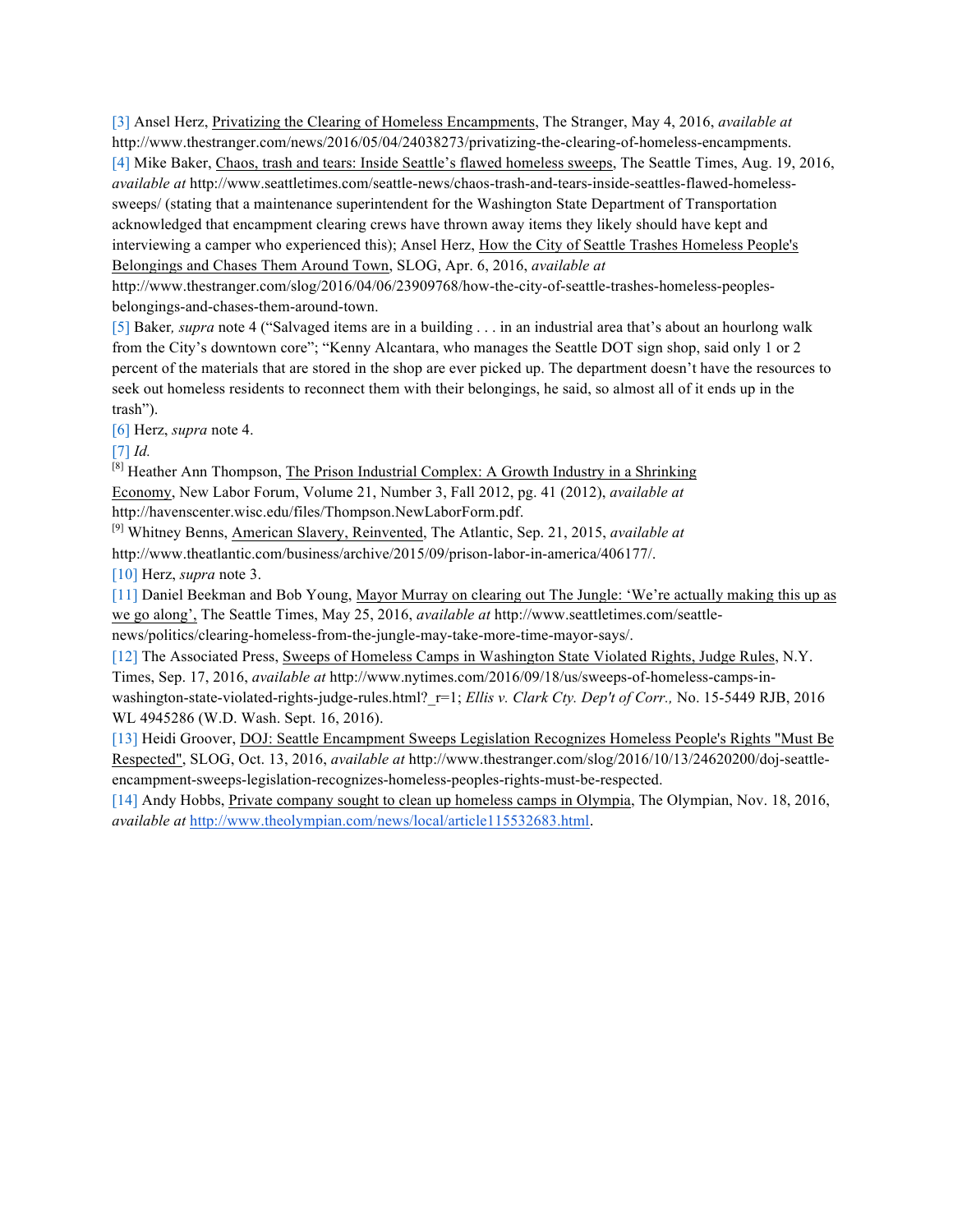[3] Ansel Herz, Privatizing the Clearing of Homeless Encampments, The Stranger, May 4, 2016, *available at* http://www.thestranger.com/news/2016/05/04/24038273/privatizing-the-clearing-of-homeless-encampments.

[4] Mike Baker, Chaos, trash and tears: Inside Seattle's flawed homeless sweeps, The Seattle Times, Aug. 19, 2016, *available at* http://www.seattletimes.com/seattle-news/chaos-trash-and-tears-inside-seattles-flawed-homeless-sweeps/ (stating that a maintenance superintendent for the Washington State Department of Transportation acknowledged that encampment clearing crews have thrown away items they likely should have kept and interviewing a camper who experienced this); Ansel Herz, How the City of Seattle Trashes Homeless People's Belongings and Chases Them Around Town, SLOG, Apr. 6, 2016, *available at* http://www.thestranger.com/slog/2016/04/06/23909768/how-the-city-of-seattle-trashes-homeless-peoples-belongings-and-chases-them-around-town.

[5] Baker*, supra* note 4 ("Salvaged items are in a building . . . in an industrial area that's about an hourlong walk from the City's downtown core"; "Kenny Alcantara, who manages the Seattle DOT sign shop, said only 1 or 2 percent of the materials that are stored in the shop are ever picked up. The department doesn't have the resources to seek out homeless residents to reconnect them with their belongings, he said, so almost all of it ends up in the trash").

[6] Herz, *supra* note 4.

[7] *Id.*

[8] Heather Ann Thompson, The Prison Industrial Complex: A Growth Industry in a Shrinking Economy, New Labor Forum, Volume 21, Number 3, Fall 2012, pg. 41 (2012), *available at* http://havenscenter.wisc.edu/files/Thompson.NewLaborForm.pdf.

[9] Whitney Benns, American Slavery, Reinvented, The Atlantic, Sep. 21, 2015, *available at* http://www.theatlantic.com/business/archive/2015/09/prison-labor-in-america/406177/.

[10] Herz, *supra* note 3.

[11] Daniel Beekman and Bob Young, Mayor Murray on clearing out The Jungle: 'We're actually making this up as we go along', The Seattle Times, May 25, 2016, *available at* http://www.seattletimes.com/seattle-news/politics/clearing-homeless-from-the-jungle-may-take-more-time-mayor-says/.

[12] The Associated Press, Sweeps of Homeless Camps in Washington State Violated Rights, Judge Rules, N.Y. Times, Sep. 17, 2016, *available at* http://www.nytimes.com/2016/09/18/us/sweeps-of-homeless-camps-in-washington-state-violated-rights-judge-rules.html?_r=1; *Ellis v. Clark Cty. Dep't of Corr.,* No. 15-5449 RJB, 2016 WL 4945286 (W.D. Wash. Sept. 16, 2016).

[13] Heidi Groover, DOJ: Seattle Encampment Sweeps Legislation Recognizes Homeless People's Rights "Must Be Respected", SLOG, Oct. 13, 2016, *available at* http://www.thestranger.com/slog/2016/10/13/24620200/doj-seattle-encampment-sweeps-legislation-recognizes-homeless-peoples-rights-must-be-respected.

[14] Andy Hobbs, Private company sought to clean up homeless camps in Olympia, The Olympian, Nov. 18, 2016, *available at* http://www.theolympian.com/news/local/article115532683.html.